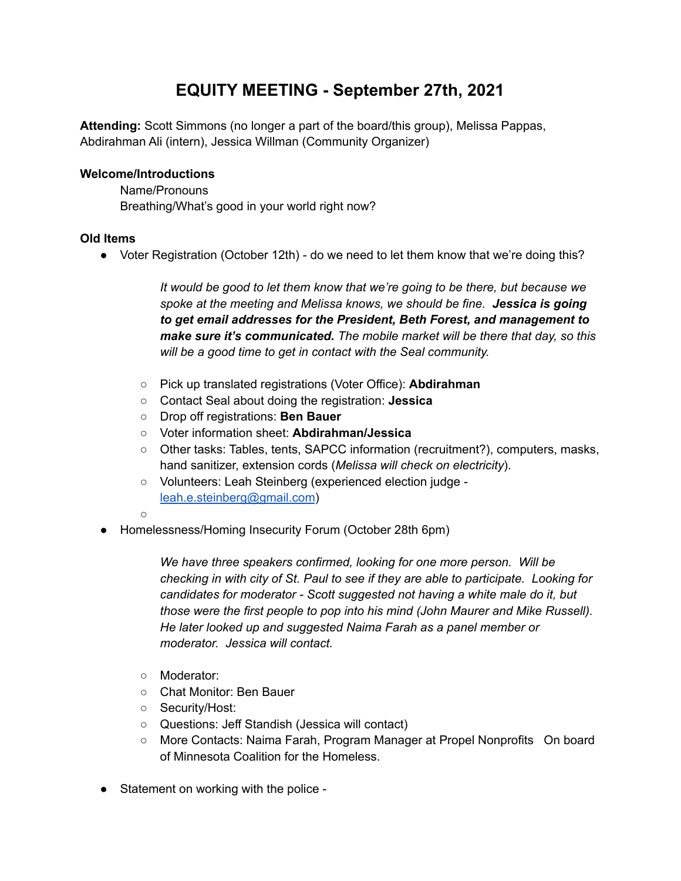# EQUITY MEETING - September 27th, 2021

**Attending:** Scott Simmons (no longer a part of the board/this group), Melissa Pappas, Abdirahman Ali (intern), Jessica Willman (Community Organizer)

**Welcome/Introductions**

Name/Pronouns

Breathing/What's good in your world right now?

**Old Items**

- Voter Registration (October 12th) - do we need to let them know that we're doing this?

  *It would be good to let them know that we're going to be there, but because we spoke at the meeting and Melissa knows, we should be fine.* ***Jessica is going to get email addresses for the President, Beth Forest, and management to make sure it's communicated.*** *The mobile market will be there that day, so this will be a good time to get in contact with the Seal community.*

  - Pick up translated registrations (Voter Office): **Abdirahman**
  - Contact Seal about doing the registration: **Jessica**
  - Drop off registrations: **Ben Bauer**
  - Voter information sheet: **Abdirahman/Jessica**
  - Other tasks: Tables, tents, SAPCC information (recruitment?), computers, masks, hand sanitizer, extension cords (*Melissa will check on electricity*).
  - Volunteers: Leah Steinberg (experienced election judge - leah.e.steinberg@gmail.com)
  -

- Homelessness/Homing Insecurity Forum (October 28th 6pm)

  *We have three speakers confirmed, looking for one more person. Will be checking in with city of St. Paul to see if they are able to participate. Looking for candidates for moderator - Scott suggested not having a white male do it, but those were the first people to pop into his mind (John Maurer and Mike Russell). He later looked up and suggested Naima Farah as a panel member or moderator. Jessica will contact.*

  - Moderator:
  - Chat Monitor: Ben Bauer
  - Security/Host:
  - Questions: Jeff Standish (Jessica will contact)
  - More Contacts: Naima Farah, Program Manager at Propel Nonprofits On board of Minnesota Coalition for the Homeless.

- Statement on working with the police -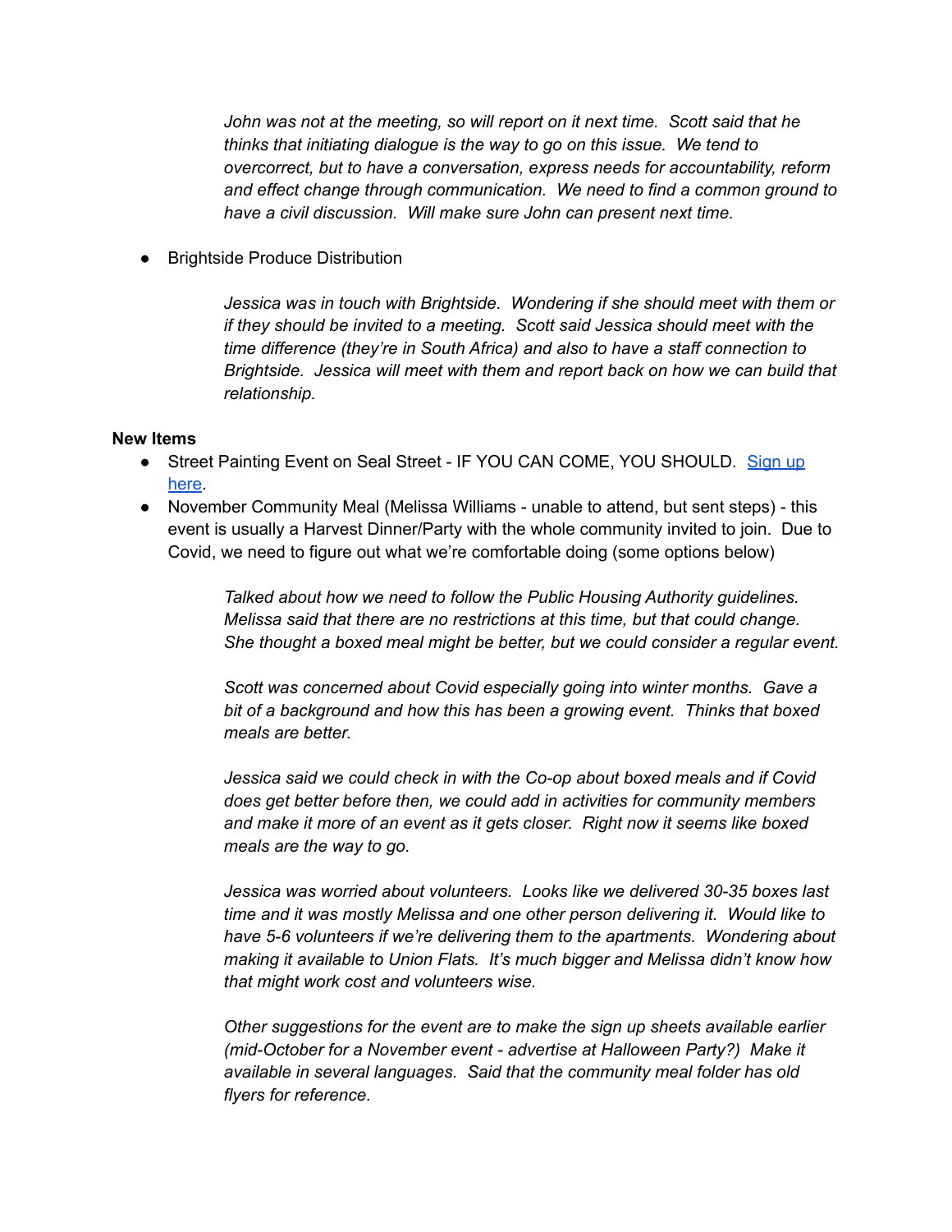*John was not at the meeting, so will report on it next time. Scott said that he thinks that initiating dialogue is the way to go on this issue. We tend to overcorrect, but to have a conversation, express needs for accountability, reform and effect change through communication. We need to find a common ground to have a civil discussion. Will make sure John can present next time.*

- Brightside Produce Distribution

  *Jessica was in touch with Brightside. Wondering if she should meet with them or if they should be invited to a meeting. Scott said Jessica should meet with the time difference (they're in South Africa) and also to have a staff connection to Brightside. Jessica will meet with them and report back on how we can build that relationship.*

**New Items**

- Street Painting Event on Seal Street - IF YOU CAN COME, YOU SHOULD. [Sign up here](#).
- November Community Meal (Melissa Williams - unable to attend, but sent steps) - this event is usually a Harvest Dinner/Party with the whole community invited to join. Due to Covid, we need to figure out what we're comfortable doing (some options below)

  *Talked about how we need to follow the Public Housing Authority guidelines. Melissa said that there are no restrictions at this time, but that could change. She thought a boxed meal might be better, but we could consider a regular event.*

  *Scott was concerned about Covid especially going into winter months. Gave a bit of a background and how this has been a growing event. Thinks that boxed meals are better.*

  *Jessica said we could check in with the Co-op about boxed meals and if Covid does get better before then, we could add in activities for community members and make it more of an event as it gets closer. Right now it seems like boxed meals are the way to go.*

  *Jessica was worried about volunteers. Looks like we delivered 30-35 boxes last time and it was mostly Melissa and one other person delivering it. Would like to have 5-6 volunteers if we're delivering them to the apartments. Wondering about making it available to Union Flats. It's much bigger and Melissa didn't know how that might work cost and volunteers wise.*

  *Other suggestions for the event are to make the sign up sheets available earlier (mid-October for a November event - advertise at Halloween Party?) Make it available in several languages. Said that the community meal folder has old flyers for reference.*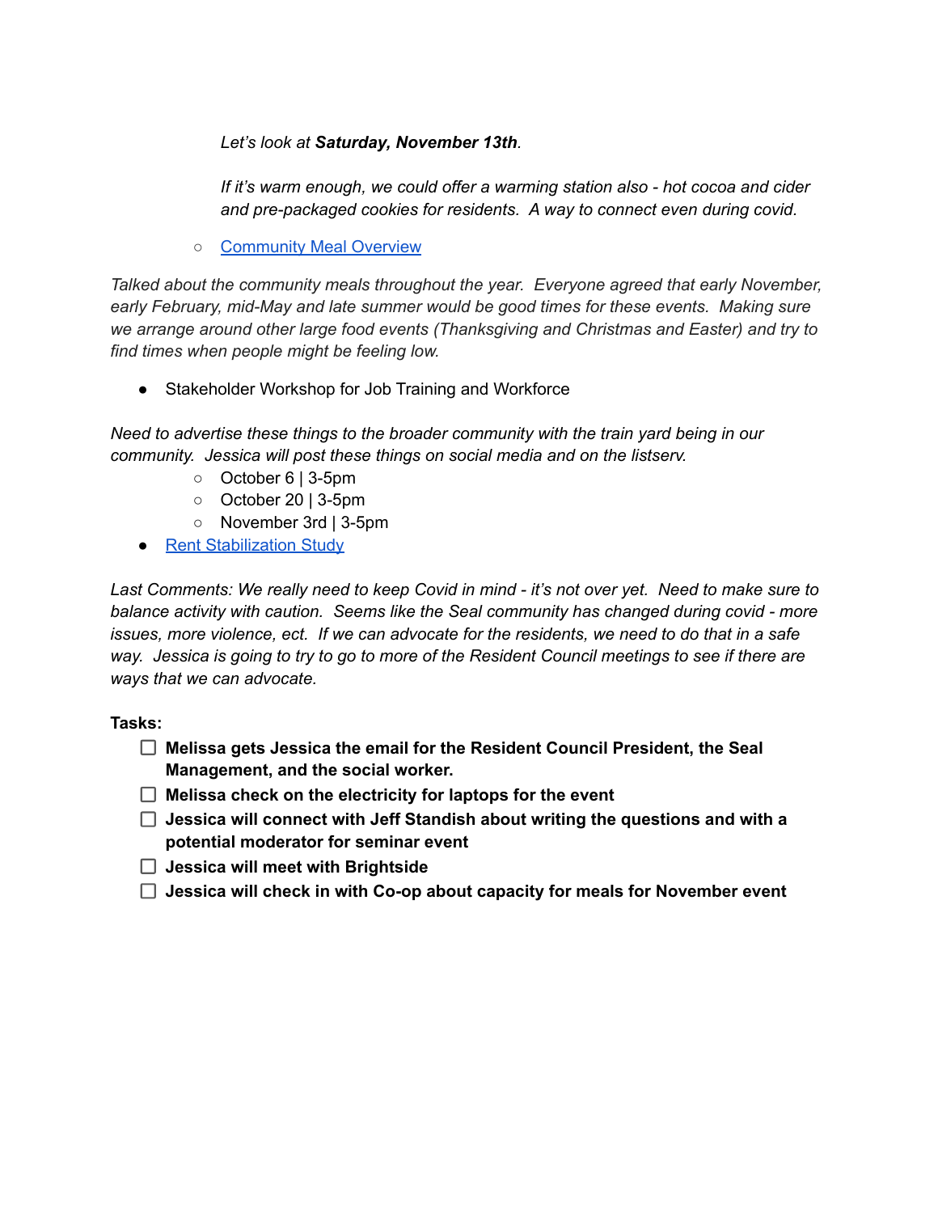*Let's look at **Saturday, November 13th**.*

*If it's warm enough, we could offer a warming station also - hot cocoa and cider and pre-packaged cookies for residents. A way to connect even during covid.*

  - Community Meal Overview

*Talked about the community meals throughout the year. Everyone agreed that early November, early February, mid-May and late summer would be good times for these events. Making sure we arrange around other large food events (Thanksgiving and Christmas and Easter) and try to find times when people might be feeling low.*

- Stakeholder Workshop for Job Training and Workforce

*Need to advertise these things to the broader community with the train yard being in our community. Jessica will post these things on social media and on the listserv.*

  - October 6 | 3-5pm
  - October 20 | 3-5pm
  - November 3rd | 3-5pm

- Rent Stabilization Study

*Last Comments: We really need to keep Covid in mind - it's not over yet. Need to make sure to balance activity with caution. Seems like the Seal community has changed during covid - more issues, more violence, ect. If we can advocate for the residents, we need to do that in a safe way. Jessica is going to try to go to more of the Resident Council meetings to see if there are ways that we can advocate.*

**Tasks:**

- [ ] **Melissa gets Jessica the email for the Resident Council President, the Seal Management, and the social worker.**
- [ ] **Melissa check on the electricity for laptops for the event**
- [ ] **Jessica will connect with Jeff Standish about writing the questions and with a potential moderator for seminar event**
- [ ] **Jessica will meet with Brightside**
- [ ] **Jessica will check in with Co-op about capacity for meals for November event**